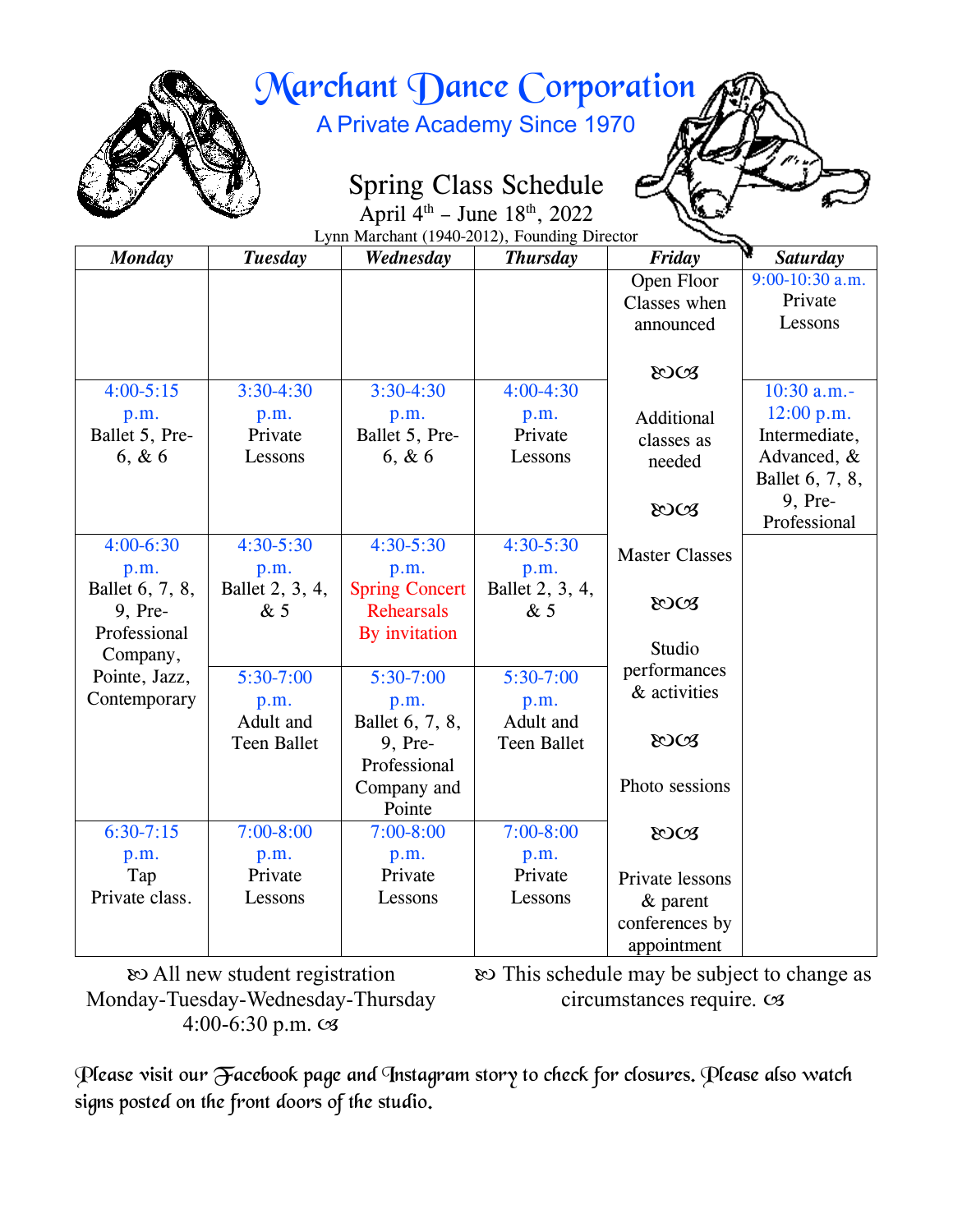# Marchant Dance Corporation

## A Private Academy Since 1970

## Spring Class Schedule

April 4th – June 18th, 2022

Lynn Marchant (1940-2012), Founding Director

| *Monday* | *Tuesday* | *Wednesday* | *Thursday* | *Friday* | *Saturday* |
|---|---|---|---|---|---|
| | | | | Open Floor Classes when announced | 9:00-10:30 a.m. Private Lessons |
| 4:00-5:15 p.m. Ballet 5, Pre-6, & 6 | 3:30-4:30 p.m. Private Lessons | 3:30-4:30 p.m. Ballet 5, Pre-6, & 6 | 4:00-4:30 p.m. Private Lessons | Additional classes as needed | 10:30 a.m.-12:00 p.m. Intermediate, Advanced, & Ballet 6, 7, 8, 9, Pre-Professional |
| 4:00-6:30 p.m. Ballet 6, 7, 8, 9, Pre-Professional Company, Pointe, Jazz, Contemporary | 4:30-5:30 p.m. Ballet 2, 3, 4, & 5 | 4:30-5:30 p.m. Spring Concert Rehearsals By invitation | 4:30-5:30 p.m. Ballet 2, 3, 4, & 5 | Master Classes | |
| | 5:30-7:00 p.m. Adult and Teen Ballet | 5:30-7:00 p.m. Ballet 6, 7, 8, 9, Pre-Professional Company and Pointe | 5:30-7:00 p.m. Adult and Teen Ballet | Studio performances & activities; Photo sessions | |
| 6:30-7:15 p.m. Tap Private class. | 7:00-8:00 p.m. Private Lessons | 7:00-8:00 p.m. Private Lessons | 7:00-8:00 p.m. Private Lessons | Private lessons & parent conferences by appointment | |

All new student registration Monday-Tuesday-Wednesday-Thursday 4:00-6:30 p.m.

This schedule may be subject to change as circumstances require.

*Please visit our Facebook page and Instagram story to check for closures. Please also watch signs posted on the front doors of the studio.*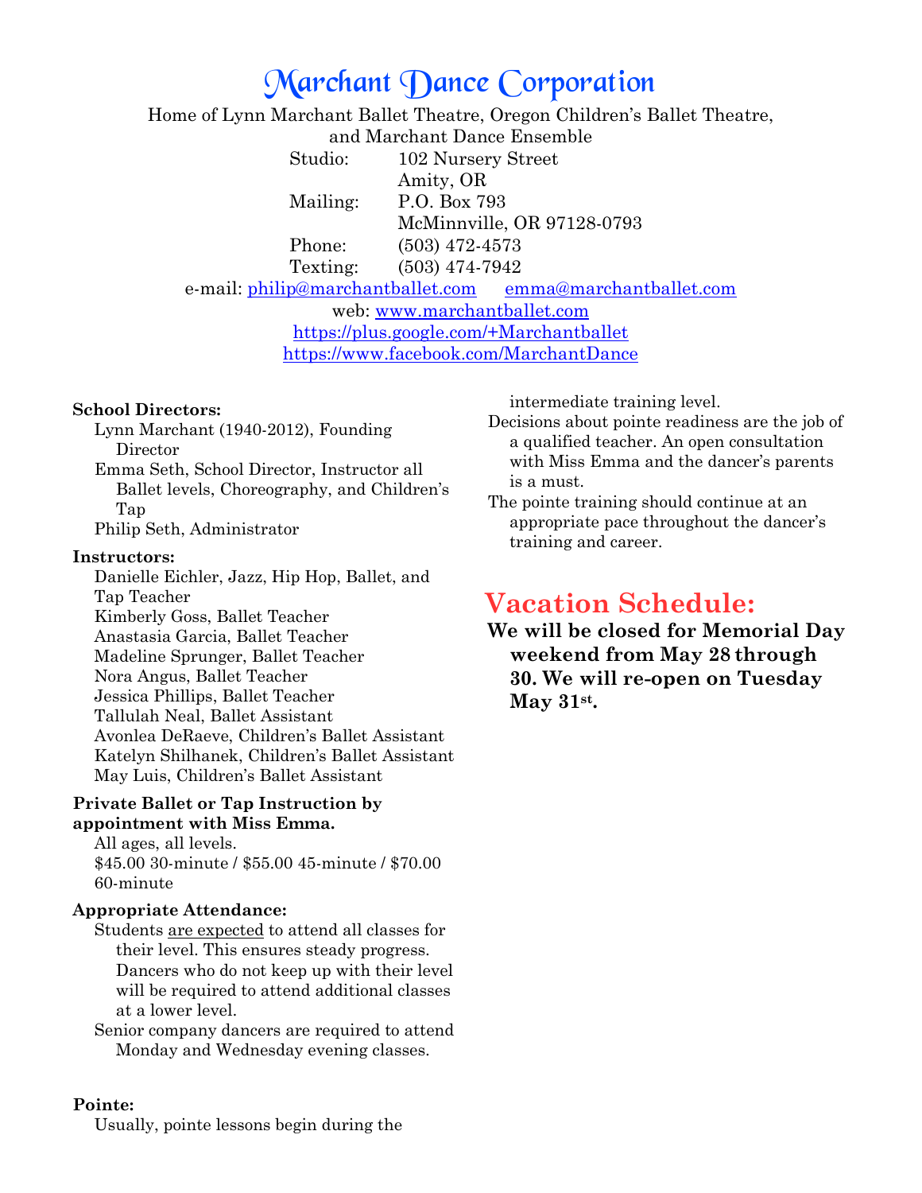# Marchant Dance Corporation

Home of Lynn Marchant Ballet Theatre, Oregon Children's Ballet Theatre, and Marchant Dance Ensemble

Studio: 102 Nursery Street
Amity, OR

Mailing: P.O. Box 793
McMinnville, OR 97128-0793

Phone: (503) 472-4573

Texting: (503) 474-7942

e-mail: philip@marchantballet.com emma@marchantballet.com

web: www.marchantballet.com

https://plus.google.com/+Marchantballet

https://www.facebook.com/MarchantDance

**School Directors:**

Lynn Marchant (1940-2012), Founding Director

Emma Seth, School Director, Instructor all Ballet levels, Choreography, and Children's Tap

Philip Seth, Administrator

**Instructors:**

Danielle Eichler, Jazz, Hip Hop, Ballet, and Tap Teacher

Kimberly Goss, Ballet Teacher

Anastasia Garcia, Ballet Teacher

Madeline Sprunger, Ballet Teacher

Nora Angus, Ballet Teacher

Jessica Phillips, Ballet Teacher

Tallulah Neal, Ballet Assistant

Avonlea DeRaeve, Children's Ballet Assistant

Katelyn Shilhanek, Children's Ballet Assistant

May Luis, Children's Ballet Assistant

**Private Ballet or Tap Instruction by appointment with Miss Emma.**

All ages, all levels.

$45.00 30-minute / $55.00 45-minute / $70.00 60-minute

**Appropriate Attendance:**

Students are expected to attend all classes for their level. This ensures steady progress. Dancers who do not keep up with their level will be required to attend additional classes at a lower level.

Senior company dancers are required to attend Monday and Wednesday evening classes.

**Pointe:**

Usually, pointe lessons begin during the intermediate training level.

Decisions about pointe readiness are the job of a qualified teacher. An open consultation with Miss Emma and the dancer's parents is a must.

The pointe training should continue at an appropriate pace throughout the dancer's training and career.

## Vacation Schedule:

**We will be closed for Memorial Day weekend from May 28 through 30. We will re-open on Tuesday May 31st.**